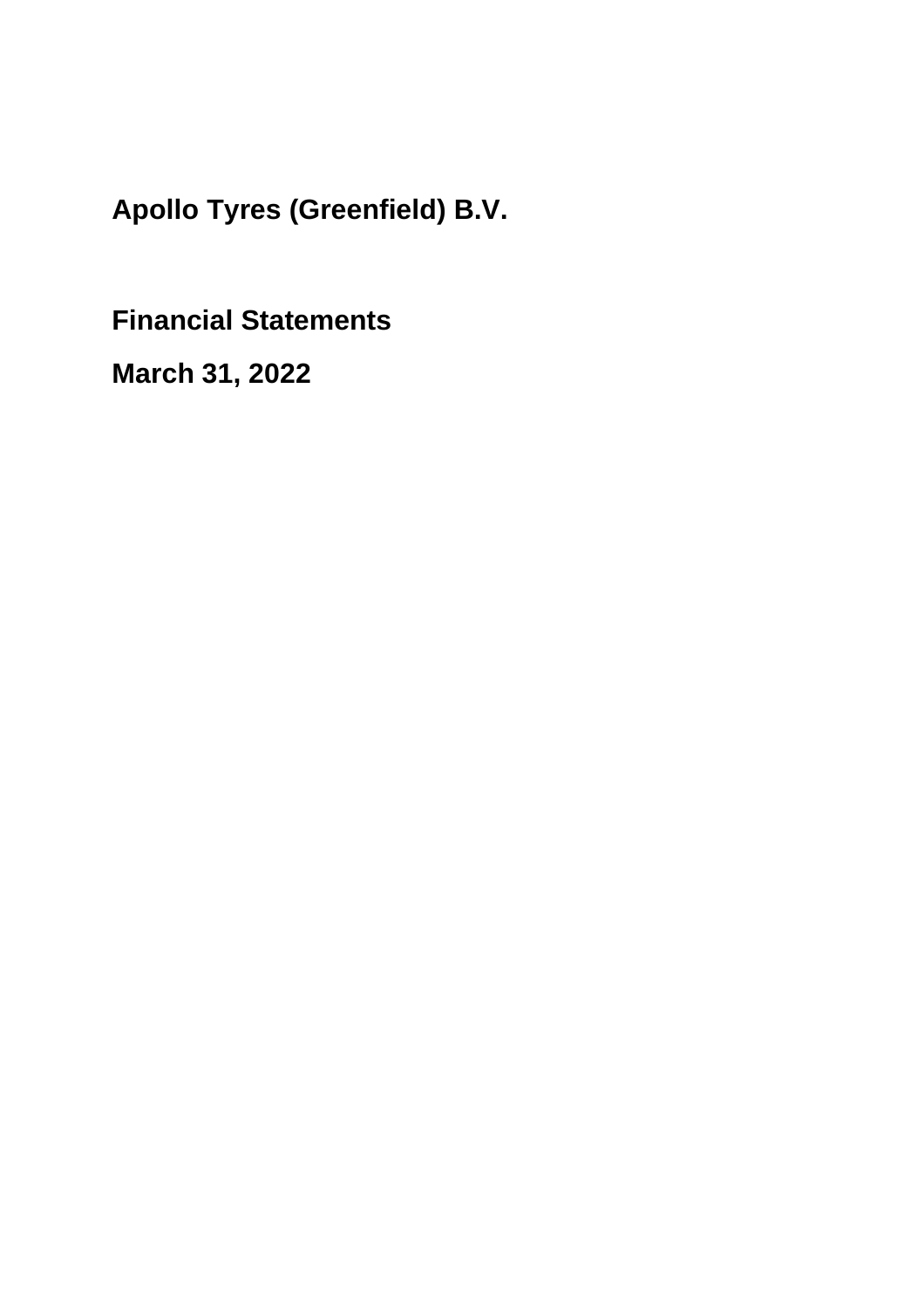# Apollo Tyres (Greenfield) B.V.

## Financial Statements

## March 31, 2022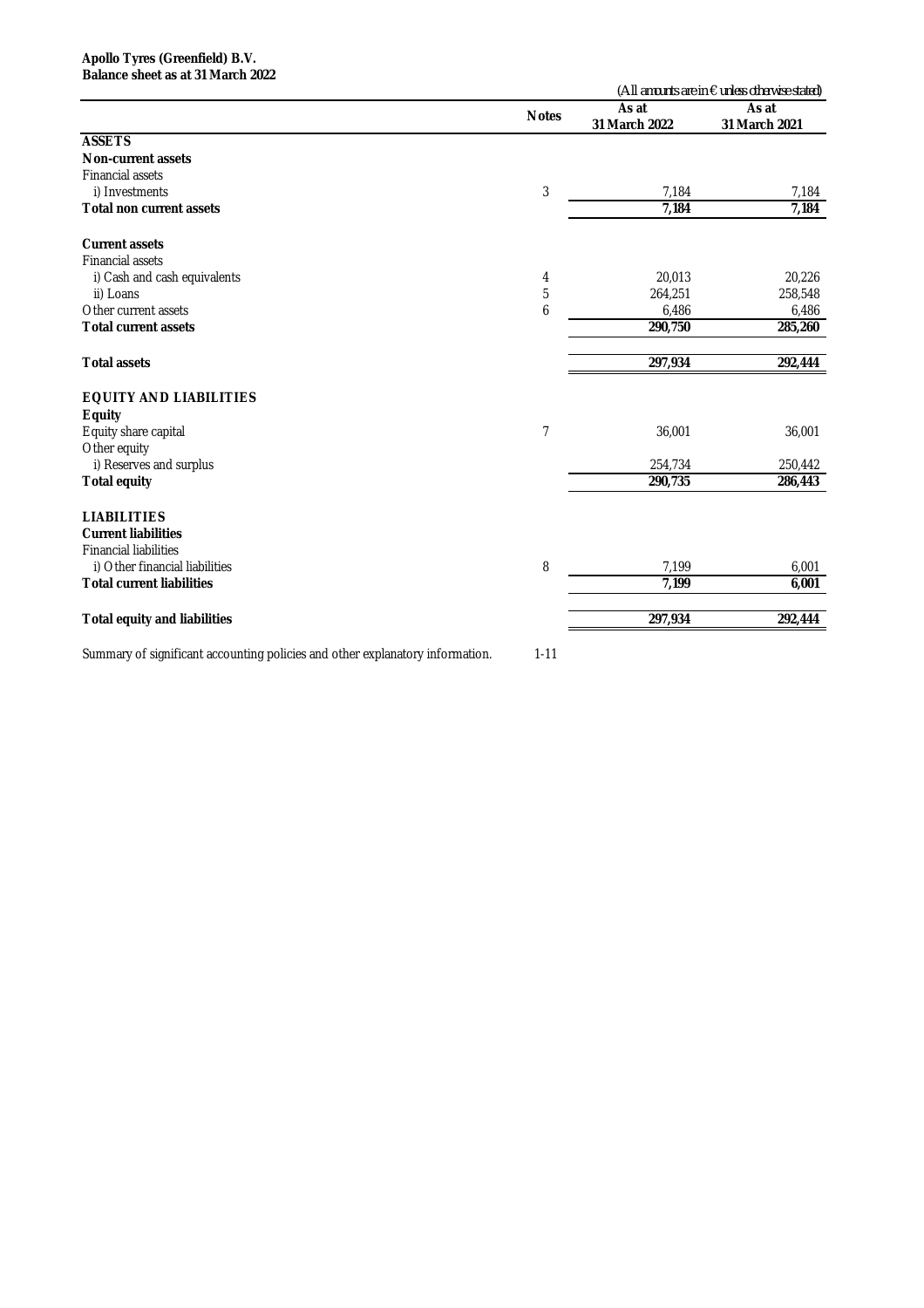**Apollo Tyres (Greenfield) B.V.**
**Balance sheet as at 31 March 2022**

(All amounts are in € unless otherwise stated)

| | Notes | As at 31 March 2022 | As at 31 March 2021 |
|---|---|---|---|
| **ASSETS** | | | |
| **Non-current assets** | | | |
| Financial assets | | | |
| i) Investments | 3 | 7,184 | 7,184 |
| **Total non current assets** | | **7,184** | **7,184** |
| | | | |
| **Current assets** | | | |
| Financial assets | | | |
| i) Cash and cash equivalents | 4 | 20,013 | 20,226 |
| ii) Loans | 5 | 264,251 | 258,548 |
| Other current assets | 6 | 6,486 | 6,486 |
| **Total current assets** | | **290,750** | **285,260** |
| | | | |
| **Total assets** | | **297,934** | **292,444** |
| | | | |
| **EQUITY AND LIABILITIES** | | | |
| **Equity** | | | |
| Equity share capital | 7 | 36,001 | 36,001 |
| Other equity | | | |
| i) Reserves and surplus | | 254,734 | 250,442 |
| **Total equity** | | **290,735** | **286,443** |
| | | | |
| **LIABILITIES** | | | |
| **Current liabilities** | | | |
| Financial liabilities | | | |
| i) Other financial liabilities | 8 | 7,199 | 6,001 |
| **Total current liabilities** | | **7,199** | **6,001** |
| | | | |
| **Total equity and liabilities** | | **297,934** | **292,444** |

Summary of significant accounting policies and other explanatory information. 1-11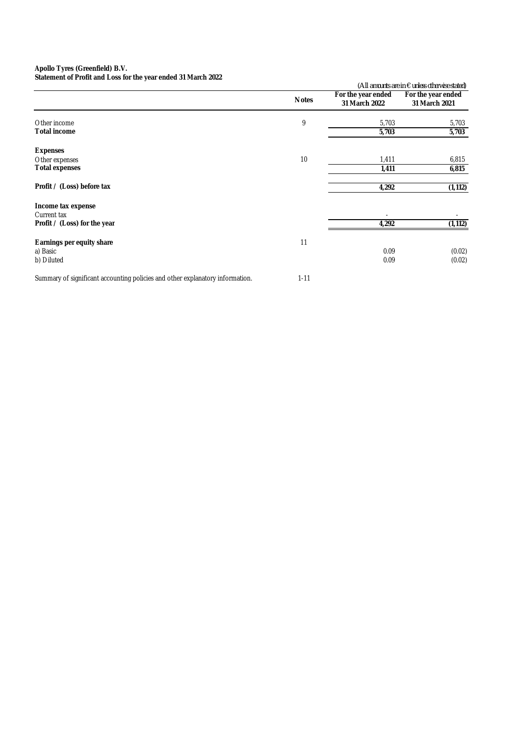**Apollo Tyres (Greenfield) B.V.**
**Statement of Profit and Loss for the year ended 31 March 2022**

*(All amounts are in € unless otherwise stated)*

| | Notes | For the year ended 31 March 2022 | For the year ended 31 March 2021 |
|---|---|---|---|
| Other income | 9 | 5,703 | 5,703 |
| **Total income** | | **5,703** | **5,703** |
| | | | |
| **Expenses** | | | |
| Other expenses | 10 | 1,411 | 6,815 |
| **Total expenses** | | **1,411** | **6,815** |
| | | | |
| **Profit / (Loss) before tax** | | **4,292** | **(1,112)** |
| | | | |
| **Income tax expense** | | | |
| Current tax | | - | - |
| **Profit / (Loss) for the year** | | **4,292** | **(1,112)** |
| | | | |
| **Earnings per equity share** | 11 | | |
| a) Basic | | 0.09 | (0.02) |
| b) Diluted | | 0.09 | (0.02) |
| | | | |
| Summary of significant accounting policies and other explanatory information. | 1-11 | | |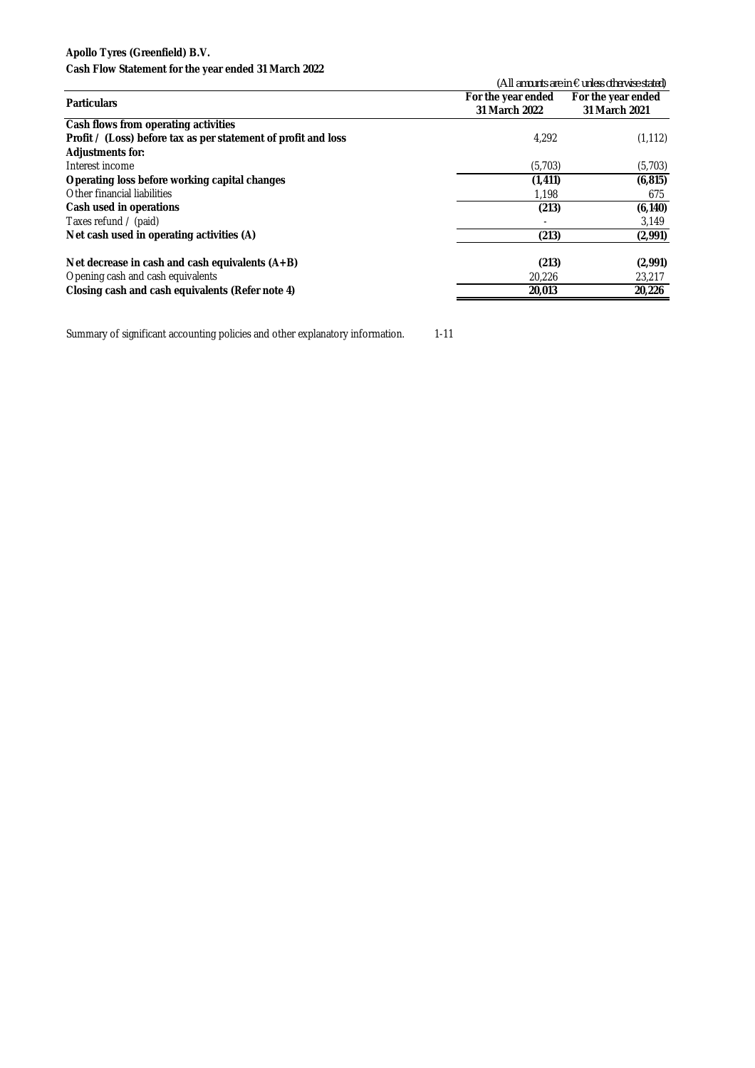**Apollo Tyres (Greenfield) B.V.**
**Cash Flow Statement for the year ended 31 March 2022**

(All amounts are in € unless otherwise stated)

| Particulars | For the year ended 31 March 2022 | For the year ended 31 March 2021 |
|---|---|---|
| **Cash flows from operating activities** | | |
| **Profit / (Loss) before tax as per statement of profit and loss** | 4,292 | (1,112) |
| **Adjustments for:** | | |
| Interest income | (5,703) | (5,703) |
| **Operating loss before working capital changes** | **(1,411)** | **(6,815)** |
| Other financial liabilities | 1,198 | 675 |
| **Cash used in operations** | **(213)** | **(6,140)** |
| Taxes refund / (paid) | - | 3,149 |
| **Net cash used in operating activities (A)** | **(213)** | **(2,991)** |
| | | |
| **Net decrease in cash and cash equivalents (A+B)** | **(213)** | **(2,991)** |
| Opening cash and cash equivalents | 20,226 | 23,217 |
| **Closing cash and cash equivalents (Refer note 4)** | **20,013** | **20,226** |

Summary of significant accounting policies and other explanatory information. 1-11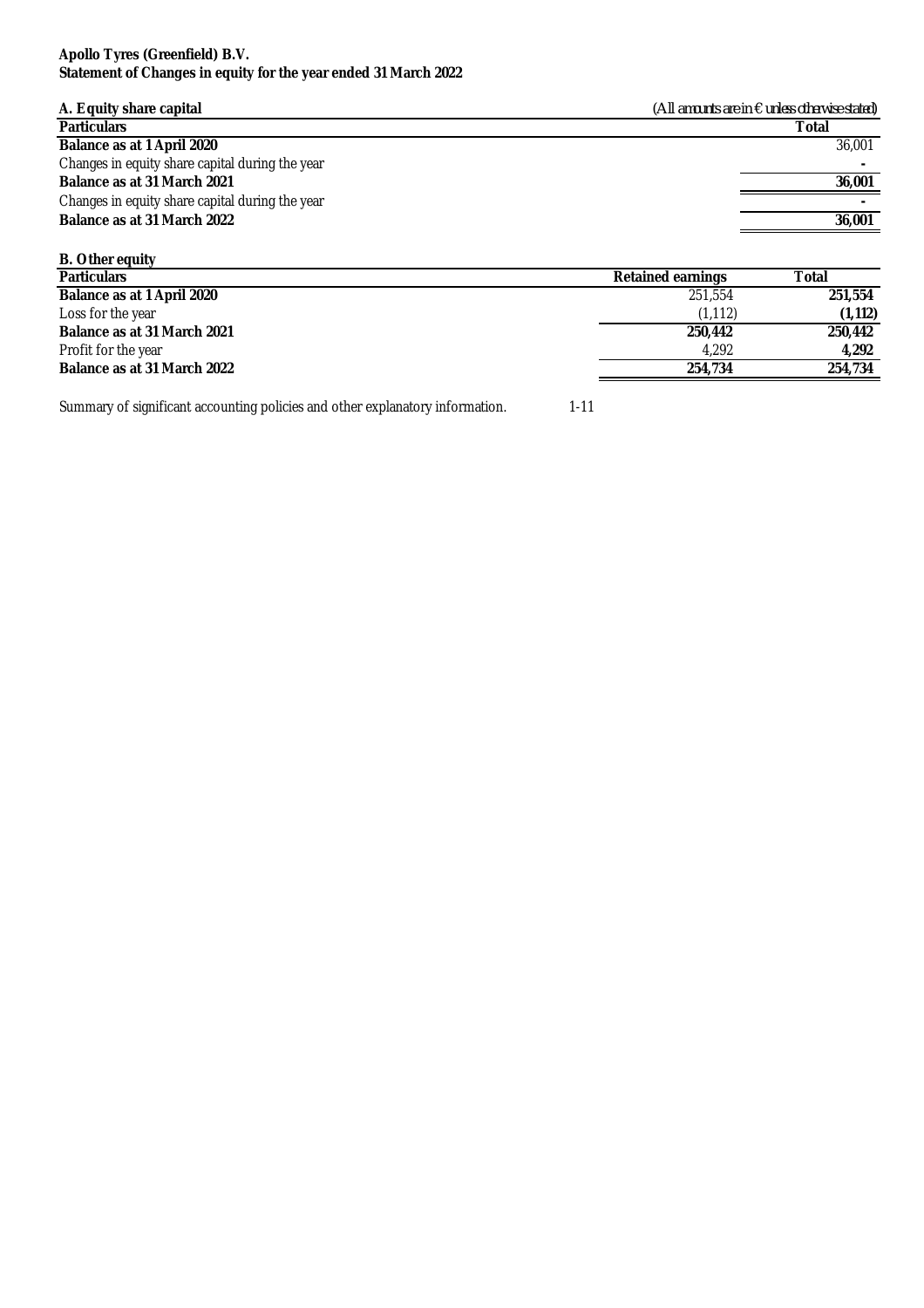**Apollo Tyres (Greenfield) B.V.**
**Statement of Changes in equity for the year ended 31 March 2022**

**A. Equity share capital**

*(All amounts are in € unless otherwise stated)*

| Particulars | Total |
|---|---|
| **Balance as at 1 April 2020** | 36,001 |
| Changes in equity share capital during the year | - |
| **Balance as at 31 March 2021** | **36,001** |
| Changes in equity share capital during the year | - |
| **Balance as at 31 March 2022** | **36,001** |

**B. Other equity**

| Particulars | Retained earnings | Total |
|---|---|---|
| **Balance as at 1 April 2020** | 251,554 | **251,554** |
| Loss for the year | (1,112) | **(1,112)** |
| **Balance as at 31 March 2021** | **250,442** | **250,442** |
| Profit for the year | 4,292 | **4,292** |
| **Balance as at 31 March 2022** | **254,734** | **254,734** |

Summary of significant accounting policies and other explanatory information. 1-11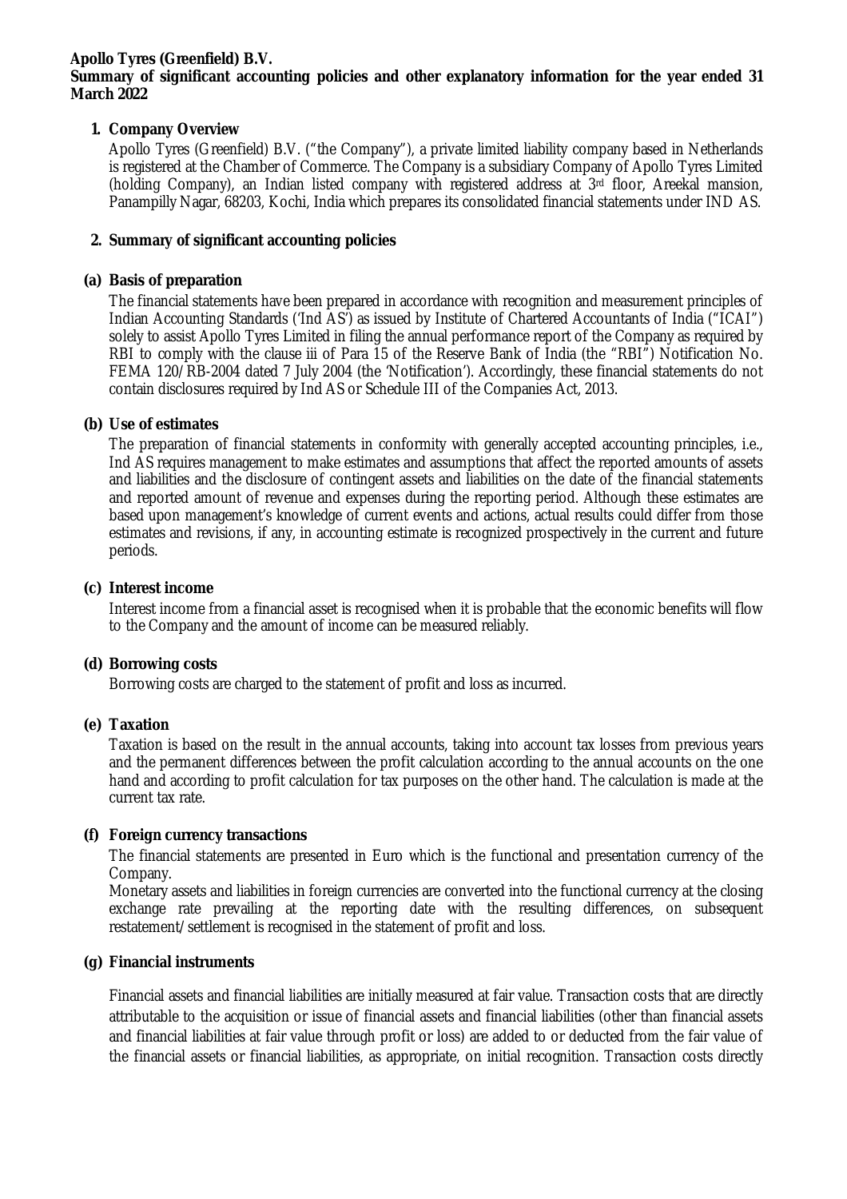**Apollo Tyres (Greenfield) B.V.**

**Summary of significant accounting policies and other explanatory information for the year ended 31 March 2022**

## 1. Company Overview

Apollo Tyres (Greenfield) B.V. ("the Company"), a private limited liability company based in Netherlands is registered at the Chamber of Commerce. The Company is a subsidiary Company of Apollo Tyres Limited (holding Company), an Indian listed company with registered address at 3rd floor, Areekal mansion, Panampilly Nagar, 68203, Kochi, India which prepares its consolidated financial statements under IND AS.

## 2. Summary of significant accounting policies

### (a) Basis of preparation

The financial statements have been prepared in accordance with recognition and measurement principles of Indian Accounting Standards ('Ind AS') as issued by Institute of Chartered Accountants of India ("ICAI") solely to assist Apollo Tyres Limited in filing the annual performance report of the Company as required by RBI to comply with the clause iii of Para 15 of the Reserve Bank of India (the "RBI") Notification No. FEMA 120/RB-2004 dated 7 July 2004 (the 'Notification'). Accordingly, these financial statements do not contain disclosures required by Ind AS or Schedule III of the Companies Act, 2013.

### (b) Use of estimates

The preparation of financial statements in conformity with generally accepted accounting principles, i.e., Ind AS requires management to make estimates and assumptions that affect the reported amounts of assets and liabilities and the disclosure of contingent assets and liabilities on the date of the financial statements and reported amount of revenue and expenses during the reporting period. Although these estimates are based upon management's knowledge of current events and actions, actual results could differ from those estimates and revisions, if any, in accounting estimate is recognized prospectively in the current and future periods.

### (c) Interest income

Interest income from a financial asset is recognised when it is probable that the economic benefits will flow to the Company and the amount of income can be measured reliably.

### (d) Borrowing costs

Borrowing costs are charged to the statement of profit and loss as incurred.

### (e) Taxation

Taxation is based on the result in the annual accounts, taking into account tax losses from previous years and the permanent differences between the profit calculation according to the annual accounts on the one hand and according to profit calculation for tax purposes on the other hand. The calculation is made at the current tax rate.

### (f) Foreign currency transactions

The financial statements are presented in Euro which is the functional and presentation currency of the Company.

Monetary assets and liabilities in foreign currencies are converted into the functional currency at the closing exchange rate prevailing at the reporting date with the resulting differences, on subsequent restatement/settlement is recognised in the statement of profit and loss.

### (g) Financial instruments

Financial assets and financial liabilities are initially measured at fair value. Transaction costs that are directly attributable to the acquisition or issue of financial assets and financial liabilities (other than financial assets and financial liabilities at fair value through profit or loss) are added to or deducted from the fair value of the financial assets or financial liabilities, as appropriate, on initial recognition. Transaction costs directly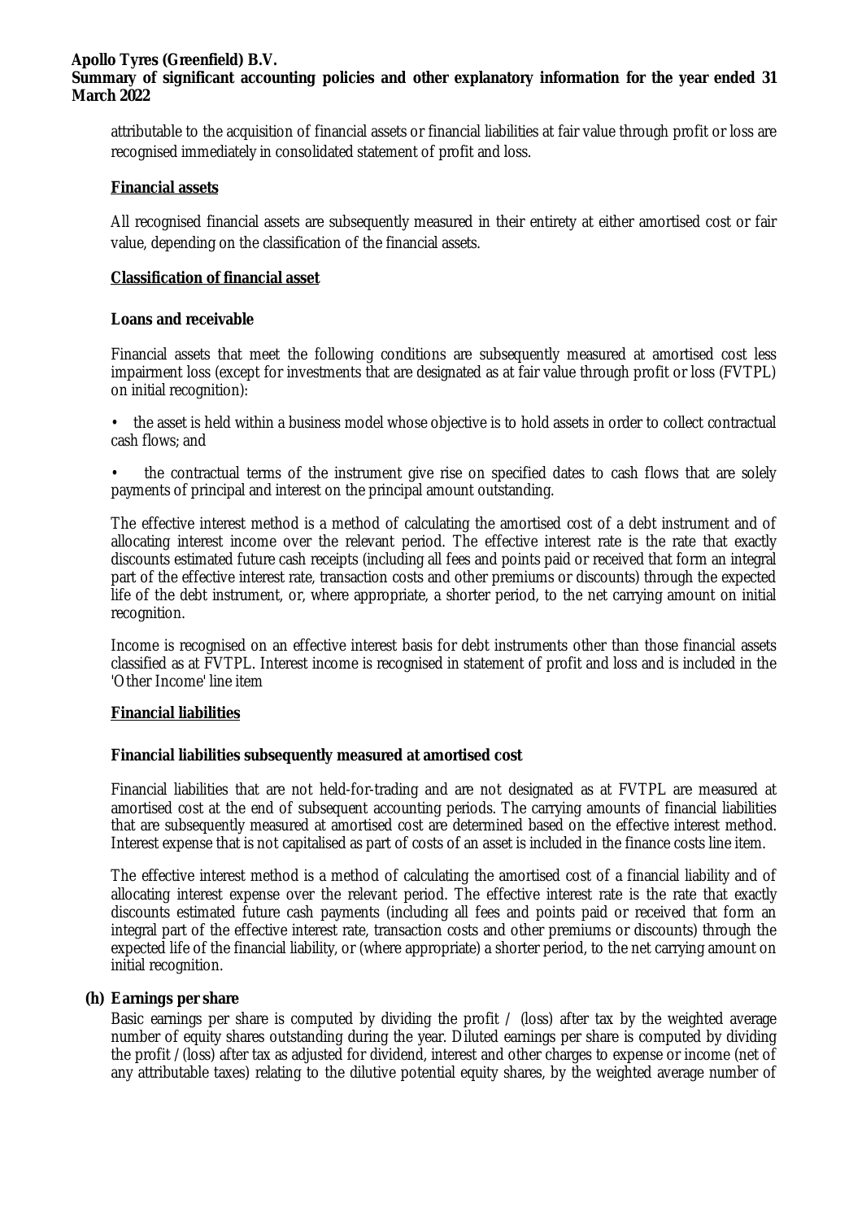attributable to the acquisition of financial assets or financial liabilities at fair value through profit or loss are recognised immediately in consolidated statement of profit and loss.

**Financial assets**

All recognised financial assets are subsequently measured in their entirety at either amortised cost or fair value, depending on the classification of the financial assets.

**Classification of financial asset**

**Loans and receivable**

Financial assets that meet the following conditions are subsequently measured at amortised cost less impairment loss (except for investments that are designated as at fair value through profit or loss (FVTPL) on initial recognition):

- the asset is held within a business model whose objective is to hold assets in order to collect contractual cash flows; and
- the contractual terms of the instrument give rise on specified dates to cash flows that are solely payments of principal and interest on the principal amount outstanding.

The effective interest method is a method of calculating the amortised cost of a debt instrument and of allocating interest income over the relevant period. The effective interest rate is the rate that exactly discounts estimated future cash receipts (including all fees and points paid or received that form an integral part of the effective interest rate, transaction costs and other premiums or discounts) through the expected life of the debt instrument, or, where appropriate, a shorter period, to the net carrying amount on initial recognition.

Income is recognised on an effective interest basis for debt instruments other than those financial assets classified as at FVTPL. Interest income is recognised in statement of profit and loss and is included in the 'Other Income' line item

**Financial liabilities**

**Financial liabilities subsequently measured at amortised cost**

Financial liabilities that are not held-for-trading and are not designated as at FVTPL are measured at amortised cost at the end of subsequent accounting periods. The carrying amounts of financial liabilities that are subsequently measured at amortised cost are determined based on the effective interest method. Interest expense that is not capitalised as part of costs of an asset is included in the finance costs line item.

The effective interest method is a method of calculating the amortised cost of a financial liability and of allocating interest expense over the relevant period. The effective interest rate is the rate that exactly discounts estimated future cash payments (including all fees and points paid or received that form an integral part of the effective interest rate, transaction costs and other premiums or discounts) through the expected life of the financial liability, or (where appropriate) a shorter period, to the net carrying amount on initial recognition.

**(h) Earnings per share**

Basic earnings per share is computed by dividing the profit / (loss) after tax by the weighted average number of equity shares outstanding during the year. Diluted earnings per share is computed by dividing the profit /(loss) after tax as adjusted for dividend, interest and other charges to expense or income (net of any attributable taxes) relating to the dilutive potential equity shares, by the weighted average number of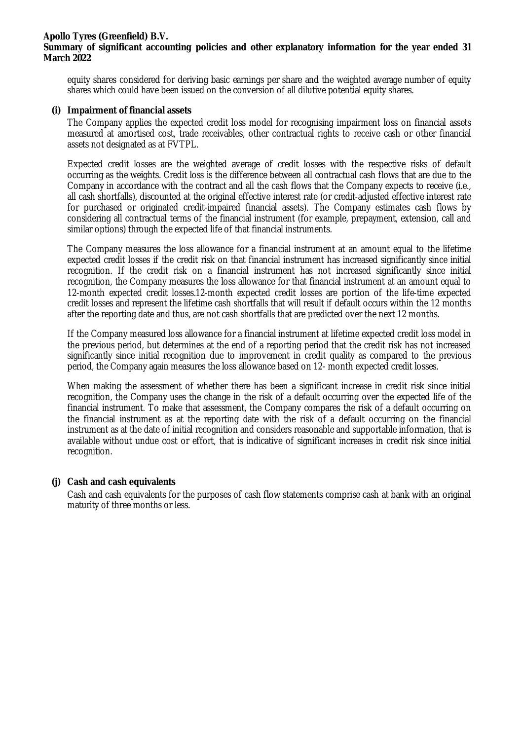equity shares considered for deriving basic earnings per share and the weighted average number of equity shares which could have been issued on the conversion of all dilutive potential equity shares.

**(i) Impairment of financial assets**

The Company applies the expected credit loss model for recognising impairment loss on financial assets measured at amortised cost, trade receivables, other contractual rights to receive cash or other financial assets not designated as at FVTPL.

Expected credit losses are the weighted average of credit losses with the respective risks of default occurring as the weights. Credit loss is the difference between all contractual cash flows that are due to the Company in accordance with the contract and all the cash flows that the Company expects to receive (i.e., all cash shortfalls), discounted at the original effective interest rate (or credit-adjusted effective interest rate for purchased or originated credit-impaired financial assets). The Company estimates cash flows by considering all contractual terms of the financial instrument (for example, prepayment, extension, call and similar options) through the expected life of that financial instruments.

The Company measures the loss allowance for a financial instrument at an amount equal to the lifetime expected credit losses if the credit risk on that financial instrument has increased significantly since initial recognition. If the credit risk on a financial instrument has not increased significantly since initial recognition, the Company measures the loss allowance for that financial instrument at an amount equal to 12-month expected credit losses.12-month expected credit losses are portion of the life-time expected credit losses and represent the lifetime cash shortfalls that will result if default occurs within the 12 months after the reporting date and thus, are not cash shortfalls that are predicted over the next 12 months.

If the Company measured loss allowance for a financial instrument at lifetime expected credit loss model in the previous period, but determines at the end of a reporting period that the credit risk has not increased significantly since initial recognition due to improvement in credit quality as compared to the previous period, the Company again measures the loss allowance based on 12- month expected credit losses.

When making the assessment of whether there has been a significant increase in credit risk since initial recognition, the Company uses the change in the risk of a default occurring over the expected life of the financial instrument. To make that assessment, the Company compares the risk of a default occurring on the financial instrument as at the reporting date with the risk of a default occurring on the financial instrument as at the date of initial recognition and considers reasonable and supportable information, that is available without undue cost or effort, that is indicative of significant increases in credit risk since initial recognition.

**(j) Cash and cash equivalents**

Cash and cash equivalents for the purposes of cash flow statements comprise cash at bank with an original maturity of three months or less.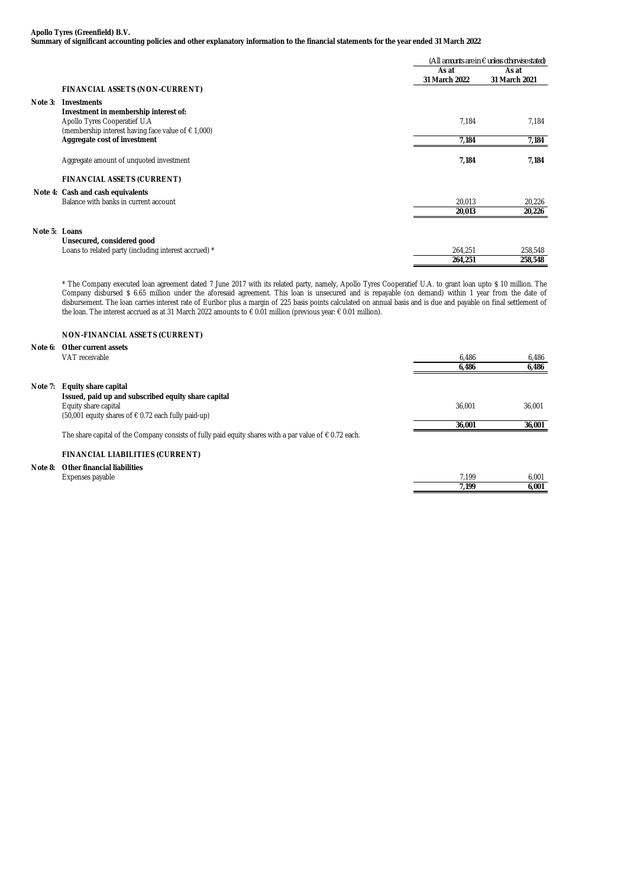**Apollo Tyres (Greenfield) B.V.**
**Summary of significant accounting policies and other explanatory information to the financial statements for the year ended 31 March 2022**

| | | (All amounts are in € unless otherwise stated) | |
|---|---|---|---|
| | | **As at 31 March 2022** | **As at 31 March 2021** |
| | **FINANCIAL ASSETS (NON-CURRENT)** | | |
| **Note 3:** | **Investments** | | |
| | **Investment in membership interest of:** | | |
| | Apollo Tyres Cooperatief U.A (membership interest having face value of € 1,000) | 7,184 | 7,184 |
| | **Aggregate cost of investment** | **7,184** | **7,184** |
| | Aggregate amount of unquoted investment | **7,184** | **7,184** |
| | **FINANCIAL ASSETS (CURRENT)** | | |
| **Note 4:** | **Cash and cash equivalents** | | |
| | Balance with banks in current account | 20,013 | 20,226 |
| | | **20,013** | **20,226** |
| **Note 5:** | **Loans** | | |
| | **Unsecured, considered good** | | |
| | Loans to related party (including interest accrued) * | 264,251 | 258,548 |
| | | **264,251** | **258,548** |

* The Company executed loan agreement dated 7 June 2017 with its related party, namely, Apollo Tyres Cooperatief U.A. to grant loan upto $ 10 million. The Company disbursed $ 6.65 million under the aforesaid agreement. This loan is unsecured and is repayable (on demand) within 1 year from the date of disbursement. The loan carries interest rate of Euribor plus a margin of 225 basis points calculated on annual basis and is due and payable on final settlement of the loan. The interest accrued as at 31 March 2022 amounts to € 0.01 million (previous year: € 0.01 million).

| | | As at 31 March 2022 | As at 31 March 2021 |
|---|---|---|---|
| | **NON-FINANCIAL ASSETS (CURRENT)** | | |
| **Note 6:** | **Other current assets** | | |
| | VAT receivable | 6,486 | 6,486 |
| | | **6,486** | **6,486** |
| **Note 7:** | **Equity share capital** | | |
| | **Issued, paid up and subscribed equity share capital** | | |
| | Equity share capital (50,001 equity shares of € 0.72 each fully paid-up) | 36,001 | 36,001 |
| | | **36,001** | **36,001** |

The share capital of the Company consists of fully paid equity shares with a par value of € 0.72 each.

| | | As at 31 March 2022 | As at 31 March 2021 |
|---|---|---|---|
| | **FINANCIAL LIABILITIES (CURRENT)** | | |
| **Note 8:** | **Other financial liabilities** | | |
| | Expenses payable | 7,199 | 6,001 |
| | | **7,199** | **6,001** |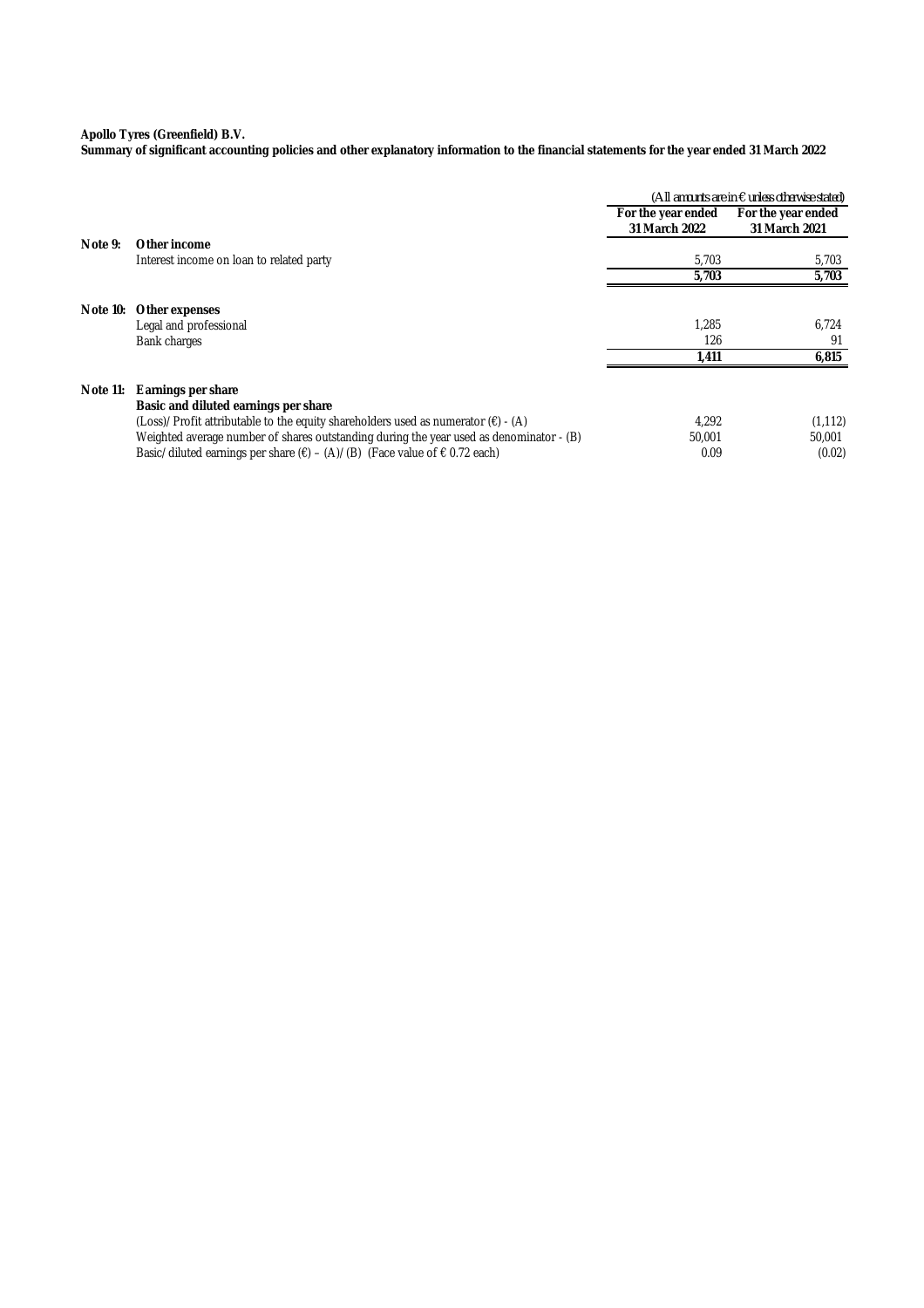**Apollo Tyres (Greenfield) B.V.**

**Summary of significant accounting policies and other explanatory information to the financial statements for the year ended 31 March 2022**

*(All amounts are in € unless otherwise stated)*

| | | For the year ended 31 March 2022 | For the year ended 31 March 2021 |
|---|---|---|---|
| **Note 9:** | **Other income** | | |
| | Interest income on loan to related party | 5,703 | 5,703 |
| | | **5,703** | **5,703** |
| **Note 10:** | **Other expenses** | | |
| | Legal and professional | 1,285 | 6,724 |
| | Bank charges | 126 | 91 |
| | | **1,411** | **6,815** |
| **Note 11:** | **Earnings per share** | | |
| | **Basic and diluted earnings per share** | | |
| | (Loss)/Profit attributable to the equity shareholders used as numerator (€) - (A) | 4,292 | (1,112) |
| | Weighted average number of shares outstanding during the year used as denominator - (B) | 50,001 | 50,001 |
| | Basic/diluted earnings per share (€) – (A)/(B) (Face value of € 0.72 each) | 0.09 | (0.02) |